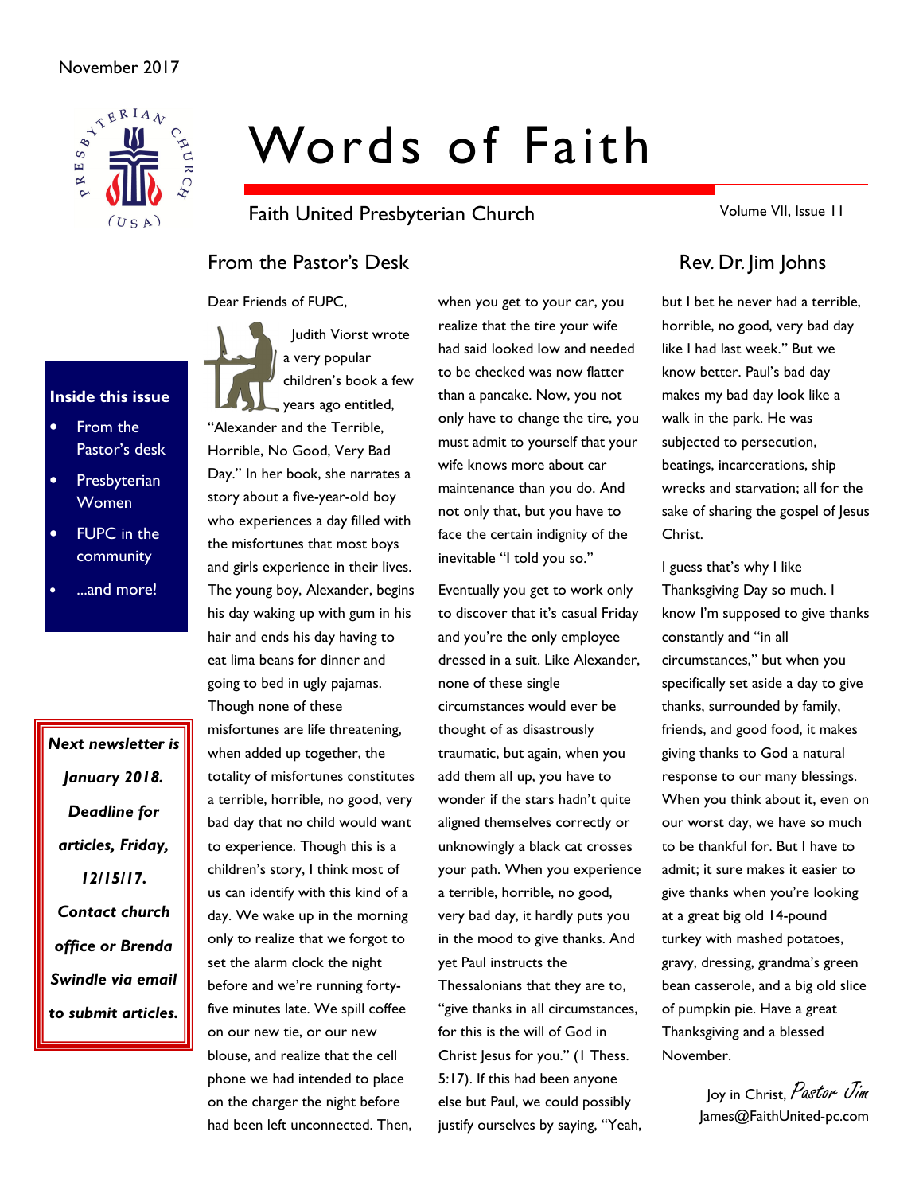November 2017

# Words of Faith

Faith United Presbyterian Church

Volume VII, Issue 11

**Inside this issue**

- From the Pastor's desk
- Presbyterian Women
- FUPC in the community
- ...and more!

***Next newsletter is January 2018. Deadline for articles, Friday, 12/15/17. Contact church office or Brenda Swindle via email to submit articles.***

## From the Pastor's Desk

## Rev. Dr. Jim Johns

Dear Friends of FUPC,

Judith Viorst wrote a very popular children's book a few years ago entitled, "Alexander and the Terrible, Horrible, No Good, Very Bad Day." In her book, she narrates a story about a five-year-old boy who experiences a day filled with the misfortunes that most boys and girls experience in their lives. The young boy, Alexander, begins his day waking up with gum in his hair and ends his day having to eat lima beans for dinner and going to bed in ugly pajamas. Though none of these misfortunes are life threatening, when added up together, the totality of misfortunes constitutes a terrible, horrible, no good, very bad day that no child would want to experience. Though this is a children's story, I think most of us can identify with this kind of a day. We wake up in the morning only to realize that we forgot to set the alarm clock the night before and we're running forty-five minutes late. We spill coffee on our new tie, or our new blouse, and realize that the cell phone we had intended to place on the charger the night before had been left unconnected. Then, when you get to your car, you realize that the tire your wife had said looked low and needed to be checked was now flatter than a pancake. Now, you not only have to change the tire, you must admit to yourself that your wife knows more about car maintenance than you do. And not only that, but you have to face the certain indignity of the inevitable "I told you so."

Eventually you get to work only to discover that it's casual Friday and you're the only employee dressed in a suit. Like Alexander, none of these single circumstances would ever be thought of as disastrously traumatic, but again, when you add them all up, you have to wonder if the stars hadn't quite aligned themselves correctly or unknowingly a black cat crosses your path. When you experience a terrible, horrible, no good, very bad day, it hardly puts you in the mood to give thanks. And yet Paul instructs the Thessalonians that they are to, "give thanks in all circumstances, for this is the will of God in Christ Jesus for you." (1 Thess. 5:17). If this had been anyone else but Paul, we could possibly justify ourselves by saying, "Yeah, but I bet he never had a terrible, horrible, no good, very bad day like I had last week." But we know better. Paul's bad day makes my bad day look like a walk in the park. He was subjected to persecution, beatings, incarcerations, ship wrecks and starvation; all for the sake of sharing the gospel of Jesus Christ.

I guess that's why I like Thanksgiving Day so much. I know I'm supposed to give thanks constantly and "in all circumstances," but when you specifically set aside a day to give thanks, surrounded by family, friends, and good food, it makes giving thanks to God a natural response to our many blessings. When you think about it, even on our worst day, we have so much to be thankful for. But I have to admit; it sure makes it easier to give thanks when you're looking at a great big old 14-pound turkey with mashed potatoes, gravy, dressing, grandma's green bean casserole, and a big old slice of pumpkin pie. Have a great Thanksgiving and a blessed November.

Joy in Christ, *Pastor Jim*

James@FaithUnited-pc.com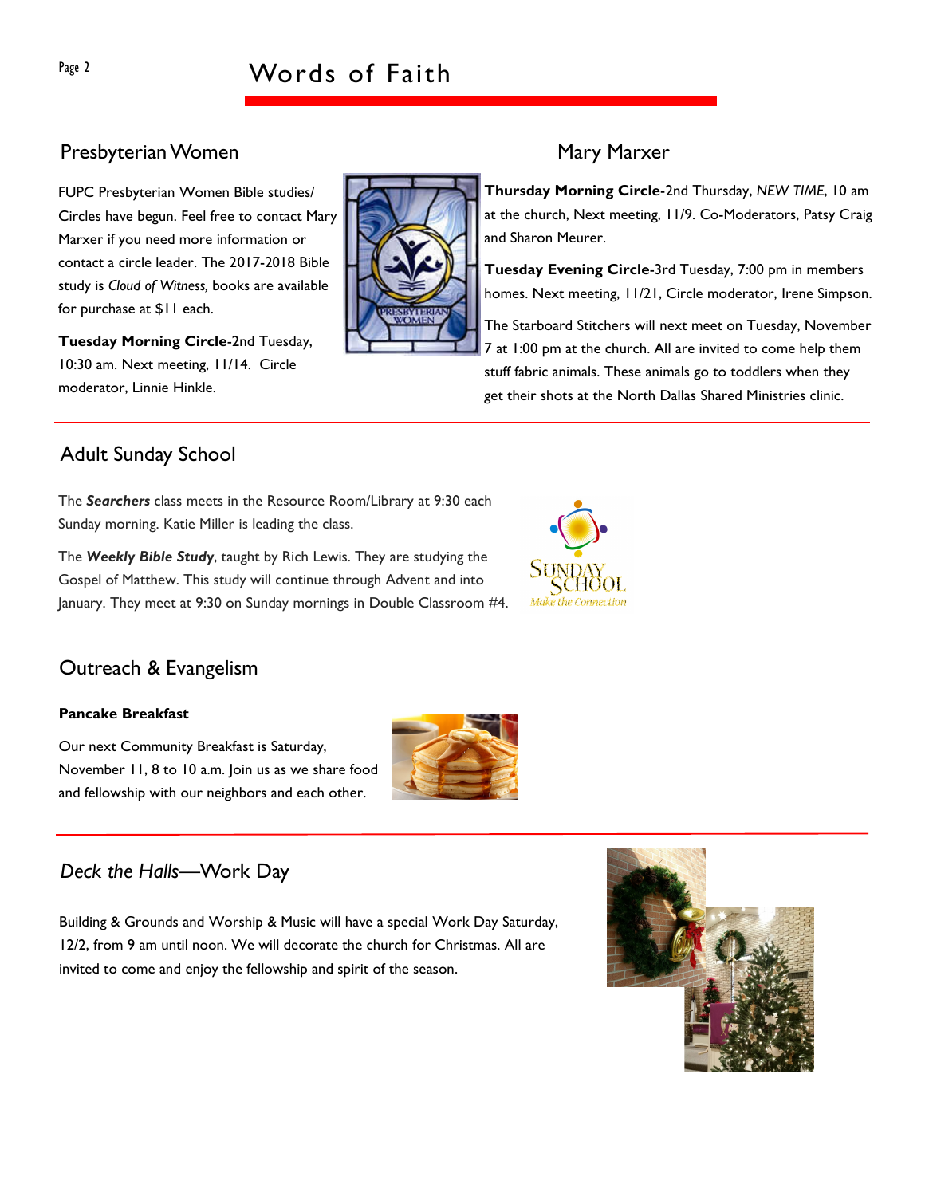## Presbyterian Women

FUPC Presbyterian Women Bible studies/ Circles have begun. Feel free to contact Mary Marxer if you need more information or contact a circle leader. The 2017-2018 Bible study is *Cloud of Witness,* books are available for purchase at $11 each.

**Tuesday Morning Circle**-2nd Tuesday, 10:30 am. Next meeting, 11/14. Circle moderator, Linnie Hinkle.

## Mary Marxer

**Thursday Morning Circle**-2nd Thursday, *NEW TIME*, 10 am at the church, Next meeting, 11/9. Co-Moderators, Patsy Craig and Sharon Meurer.

**Tuesday Evening Circle**-3rd Tuesday, 7:00 pm in members homes. Next meeting, 11/21, Circle moderator, Irene Simpson.

The Starboard Stitchers will next meet on Tuesday, November 7 at 1:00 pm at the church. All are invited to come help them stuff fabric animals. These animals go to toddlers when they get their shots at the North Dallas Shared Ministries clinic.

## Adult Sunday School

The ***Searchers*** class meets in the Resource Room/Library at 9:30 each Sunday morning. Katie Miller is leading the class.

The ***Weekly Bible Study***, taught by Rich Lewis. They are studying the Gospel of Matthew. This study will continue through Advent and into January. They meet at 9:30 on Sunday mornings in Double Classroom #4.

## Outreach & Evangelism

**Pancake Breakfast**

Our next Community Breakfast is Saturday, November 11, 8 to 10 a.m. Join us as we share food and fellowship with our neighbors and each other.

## *Deck the Halls*—Work Day

Building & Grounds and Worship & Music will have a special Work Day Saturday, 12/2, from 9 am until noon. We will decorate the church for Christmas. All are invited to come and enjoy the fellowship and spirit of the season.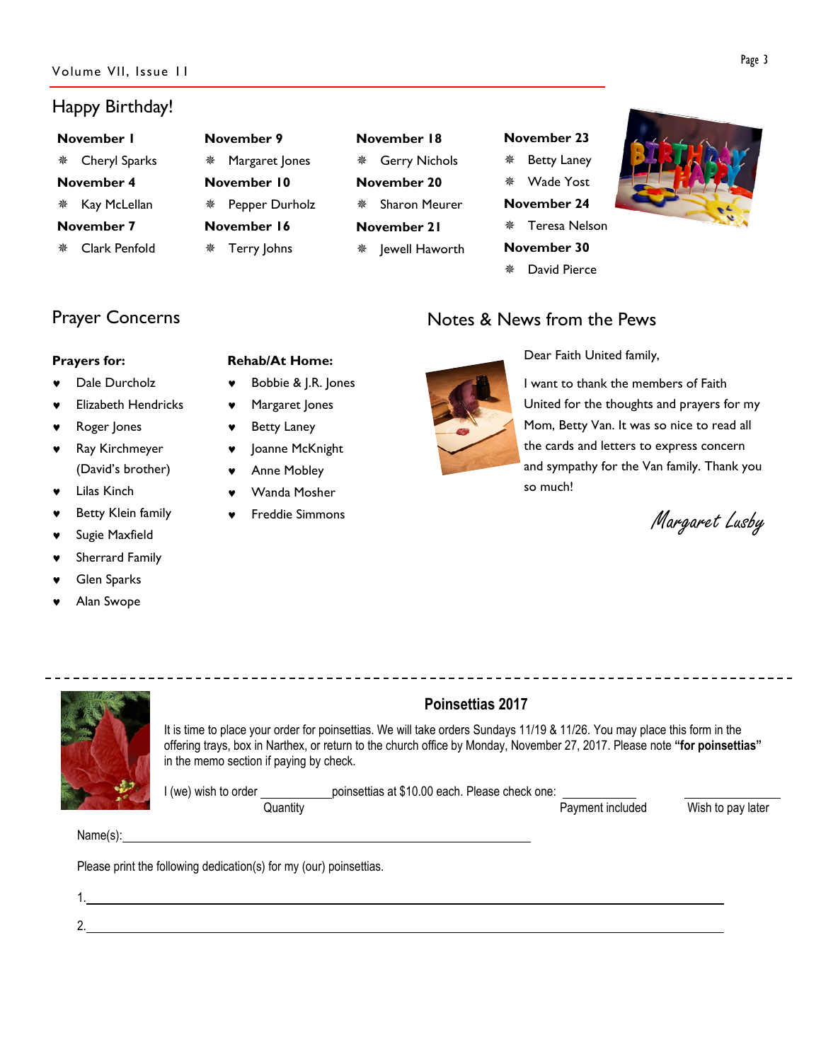## Happy Birthday!

**November 1**
- Cheryl Sparks

**November 4**
- Kay McLellan

**November 7**
- Clark Penfold

**November 9**
- Margaret Jones

**November 10**
- Pepper Durholz

**November 16**
- Terry Johns

**November 18**
- Gerry Nichols

**November 20**
- Sharon Meurer

**November 21**
- Jewell Haworth

**November 23**
- Betty Laney
- Wade Yost

**November 24**
- Teresa Nelson

**November 30**
- David Pierce

## Prayer Concerns

**Prayers for:**
- Dale Durcholz
- Elizabeth Hendricks
- Roger Jones
- Ray Kirchmeyer (David's brother)
- Lilas Kinch
- Betty Klein family
- Sugie Maxfield
- Sherrard Family
- Glen Sparks
- Alan Swope

**Rehab/At Home:**
- Bobbie & J.R. Jones
- Margaret Jones
- Betty Laney
- Joanne McKnight
- Anne Mobley
- Wanda Mosher
- Freddie Simmons

## Notes & News from the Pews

Dear Faith United family,

I want to thank the members of Faith United for the thoughts and prayers for my Mom, Betty Van. It was so nice to read all the cards and letters to express concern and sympathy for the Van family. Thank you so much!

*Margaret Lusby*

---

### Poinsettias 2017

It is time to place your order for poinsettias. We will take orders Sundays 11/19 & 11/26. You may place this form in the offering trays, box in Narthex, or return to the church office by Monday, November 27, 2017. Please note **"for poinsettias"** in the memo section if paying by check.

I (we) wish to order ___________ poinsettias at $10.00 each. Please check one: ___________ Payment included ___________ Wish to pay later

(Quantity)

Name(s): ________________________________________________

Please print the following dedication(s) for my (our) poinsettias.

1. ________________________________________________

2. ________________________________________________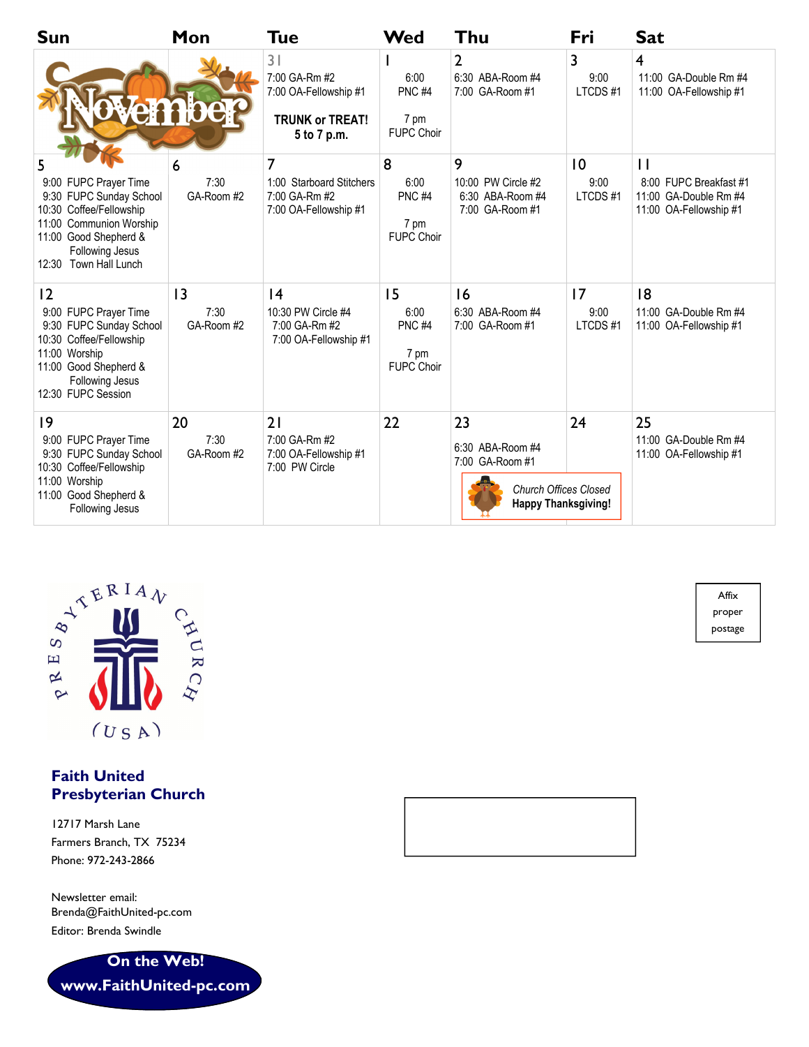| Sun | Mon | Tue | Wed | Thu | Fri | Sat |
|---|---|---|---|---|---|---|
| November | | 31<br>7:00 GA-Rm #2<br>7:00 OA-Fellowship #1<br>**TRUNK or TREAT!**<br>**5 to 7 p.m.** | 1<br>6:00<br>PNC #4<br>7 pm<br>FUPC Choir | 2<br>6:30 ABA-Room #4<br>7:00 GA-Room #1 | 3<br>9:00<br>LTCDS #1 | 4<br>11:00 GA-Double Rm #4<br>11:00 OA-Fellowship #1 |
| 5<br>9:00 FUPC Prayer Time<br>9:30 FUPC Sunday School<br>10:30 Coffee/Fellowship<br>11:00 Communion Worship<br>11:00 Good Shepherd & Following Jesus<br>12:30 Town Hall Lunch | 6<br>7:30<br>GA-Room #2 | 7<br>1:00 Starboard Stitchers<br>7:00 GA-Rm #2<br>7:00 OA-Fellowship #1 | 8<br>6:00<br>PNC #4<br>7 pm<br>FUPC Choir | 9<br>10:00 PW Circle #2<br>6:30 ABA-Room #4<br>7:00 GA-Room #1 | 10<br>9:00<br>LTCDS #1 | 11<br>8:00 FUPC Breakfast #1<br>11:00 GA-Double Rm #4<br>11:00 OA-Fellowship #1 |
| 12<br>9:00 FUPC Prayer Time<br>9:30 FUPC Sunday School<br>10:30 Coffee/Fellowship<br>11:00 Worship<br>11:00 Good Shepherd & Following Jesus<br>12:30 FUPC Session | 13<br>7:30<br>GA-Room #2 | 14<br>10:30 PW Circle #4<br>7:00 GA-Rm #2<br>7:00 OA-Fellowship #1 | 15<br>6:00<br>PNC #4<br>7 pm<br>FUPC Choir | 16<br>6:30 ABA-Room #4<br>7:00 GA-Room #1 | 17<br>9:00<br>LTCDS #1 | 18<br>11:00 GA-Double Rm #4<br>11:00 OA-Fellowship #1 |
| 19<br>9:00 FUPC Prayer Time<br>9:30 FUPC Sunday School<br>10:30 Coffee/Fellowship<br>11:00 Worship<br>11:00 Good Shepherd & Following Jesus | 20<br>7:30<br>GA-Room #2 | 21<br>7:00 GA-Rm #2<br>7:00 OA-Fellowship #1<br>7:00 PW Circle | 22 | 23<br>6:30 ABA-Room #4<br>7:00 GA-Room #1<br>*Church Offices Closed*<br>**Happy Thanksgiving!** | 24 | 25<br>11:00 GA-Double Rm #4<br>11:00 OA-Fellowship #1 |

PRESBYTERIAN CHURCH (USA)

**Faith United Presbyterian Church**

12717 Marsh Lane
Farmers Branch, TX 75234
Phone: 972-243-2866

Newsletter email:
Brenda@FaithUnited-pc.com
Editor: Brenda Swindle

**On the Web!**
**www.FaithUnited-pc.com**

Affix proper postage